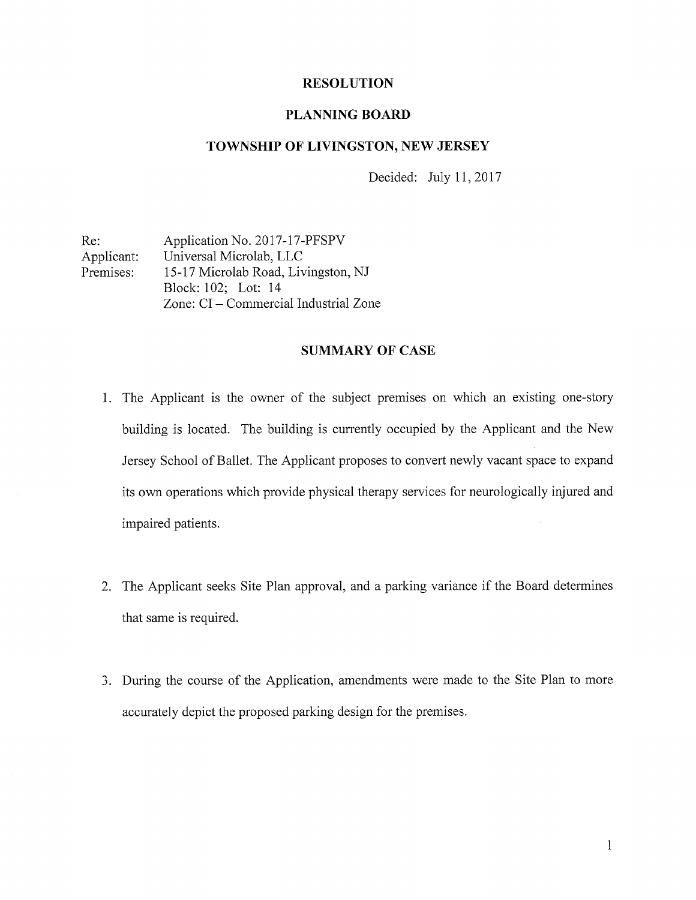# RESOLUTION

## PLANNING BOARD

## TOWNSHIP OF LIVINGSTON, NEW JERSEY

Decided: July 11, 2017

Re: Application No. 2017-17-PFSPV
Applicant: Universal Microlab, LLC
Premises: 15-17 Microlab Road, Livingston, NJ
Block: 102; Lot: 14
Zone: CI – Commercial Industrial Zone

## SUMMARY OF CASE

1. The Applicant is the owner of the subject premises on which an existing one-story building is located. The building is currently occupied by the Applicant and the New Jersey School of Ballet. The Applicant proposes to convert newly vacant space to expand its own operations which provide physical therapy services for neurologically injured and impaired patients.

2. The Applicant seeks Site Plan approval, and a parking variance if the Board determines that same is required.

3. During the course of the Application, amendments were made to the Site Plan to more accurately depict the proposed parking design for the premises.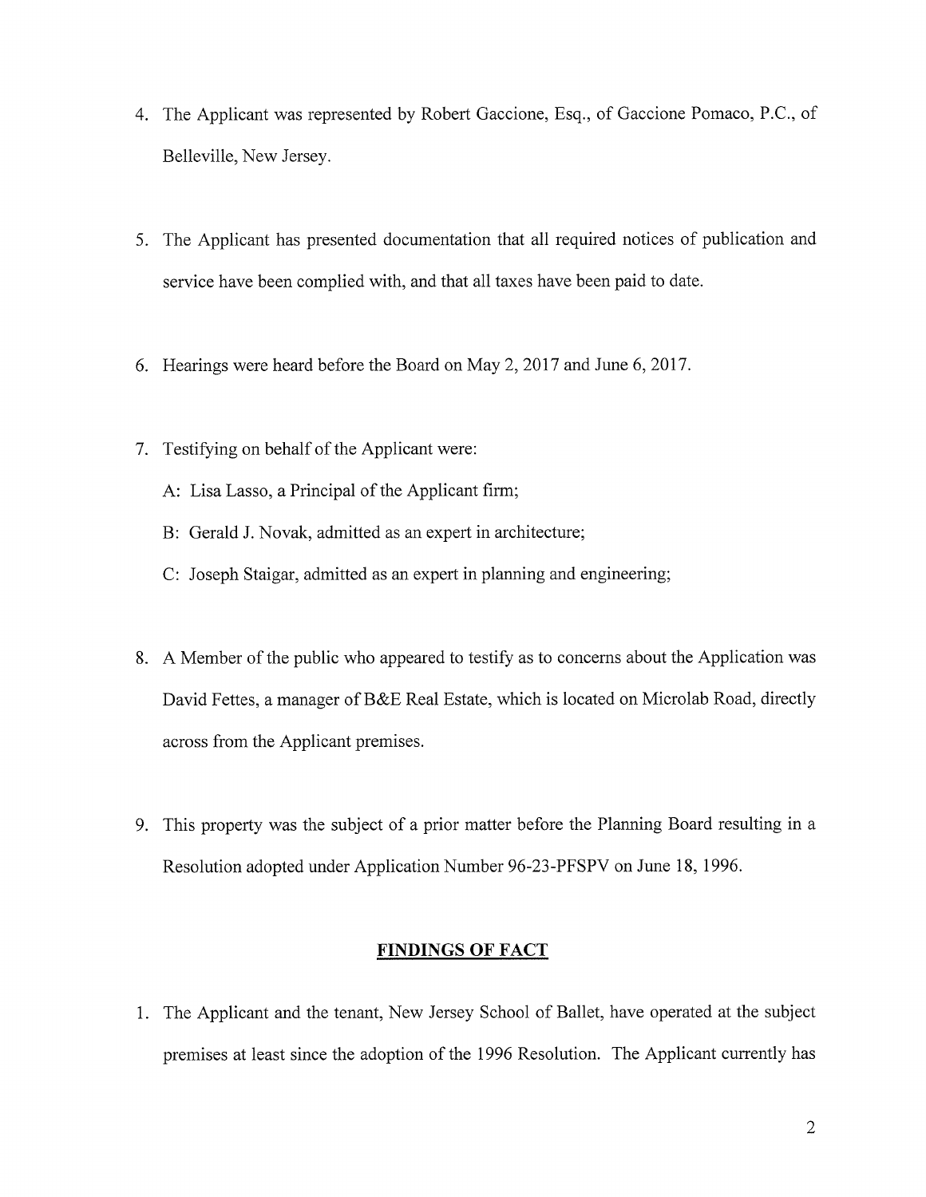4. The Applicant was represented by Robert Gaccione, Esq., of Gaccione Pomaco, P.C., of Belleville, New Jersey.

5. The Applicant has presented documentation that all required notices of publication and service have been complied with, and that all taxes have been paid to date.

6. Hearings were heard before the Board on May 2, 2017 and June 6, 2017.

7. Testifying on behalf of the Applicant were:

   A: Lisa Lasso, a Principal of the Applicant firm;

   B: Gerald J. Novak, admitted as an expert in architecture;

   C: Joseph Staigar, admitted as an expert in planning and engineering;

8. A Member of the public who appeared to testify as to concerns about the Application was David Fettes, a manager of B&E Real Estate, which is located on Microlab Road, directly across from the Applicant premises.

9. This property was the subject of a prior matter before the Planning Board resulting in a Resolution adopted under Application Number 96-23-PFSPV on June 18, 1996.

## FINDINGS OF FACT

1. The Applicant and the tenant, New Jersey School of Ballet, have operated at the subject premises at least since the adoption of the 1996 Resolution. The Applicant currently has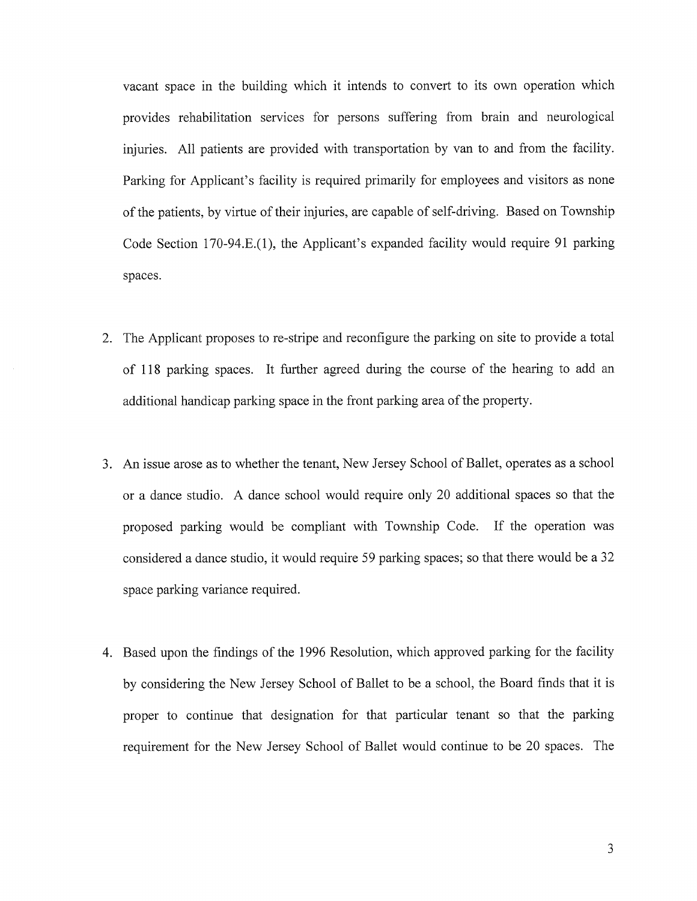vacant space in the building which it intends to convert to its own operation which provides rehabilitation services for persons suffering from brain and neurological injuries. All patients are provided with transportation by van to and from the facility. Parking for Applicant's facility is required primarily for employees and visitors as none of the patients, by virtue of their injuries, are capable of self-driving. Based on Township Code Section 170-94.E.(1), the Applicant's expanded facility would require 91 parking spaces.

2. The Applicant proposes to re-stripe and reconfigure the parking on site to provide a total of 118 parking spaces. It further agreed during the course of the hearing to add an additional handicap parking space in the front parking area of the property.

3. An issue arose as to whether the tenant, New Jersey School of Ballet, operates as a school or a dance studio. A dance school would require only 20 additional spaces so that the proposed parking would be compliant with Township Code. If the operation was considered a dance studio, it would require 59 parking spaces; so that there would be a 32 space parking variance required.

4. Based upon the findings of the 1996 Resolution, which approved parking for the facility by considering the New Jersey School of Ballet to be a school, the Board finds that it is proper to continue that designation for that particular tenant so that the parking requirement for the New Jersey School of Ballet would continue to be 20 spaces. The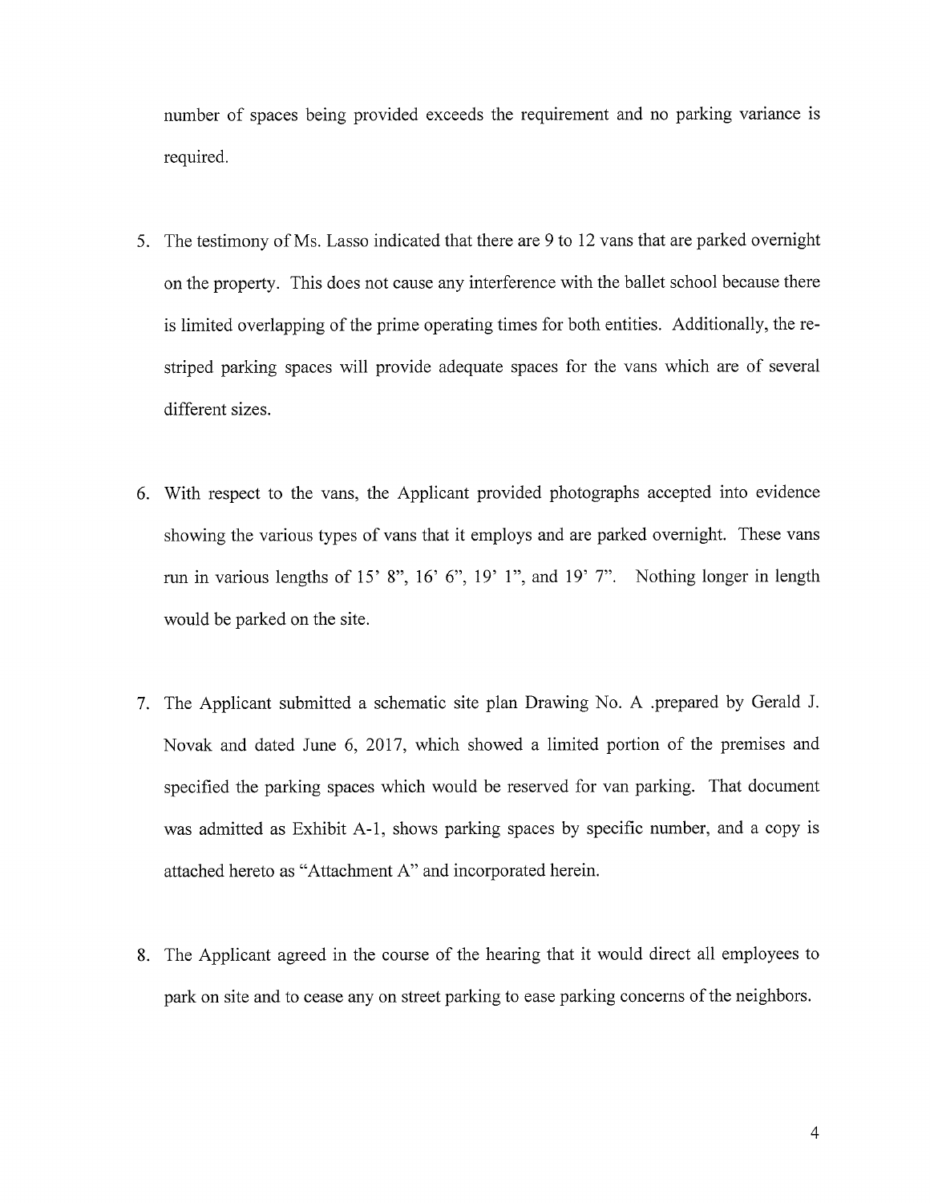number of spaces being provided exceeds the requirement and no parking variance is required.

5. The testimony of Ms. Lasso indicated that there are 9 to 12 vans that are parked overnight on the property. This does not cause any interference with the ballet school because there is limited overlapping of the prime operating times for both entities. Additionally, the re-striped parking spaces will provide adequate spaces for the vans which are of several different sizes.

6. With respect to the vans, the Applicant provided photographs accepted into evidence showing the various types of vans that it employs and are parked overnight. These vans run in various lengths of 15' 8", 16' 6", 19' 1", and 19' 7". Nothing longer in length would be parked on the site.

7. The Applicant submitted a schematic site plan Drawing No. A .prepared by Gerald J. Novak and dated June 6, 2017, which showed a limited portion of the premises and specified the parking spaces which would be reserved for van parking. That document was admitted as Exhibit A-1, shows parking spaces by specific number, and a copy is attached hereto as "Attachment A" and incorporated herein.

8. The Applicant agreed in the course of the hearing that it would direct all employees to park on site and to cease any on street parking to ease parking concerns of the neighbors.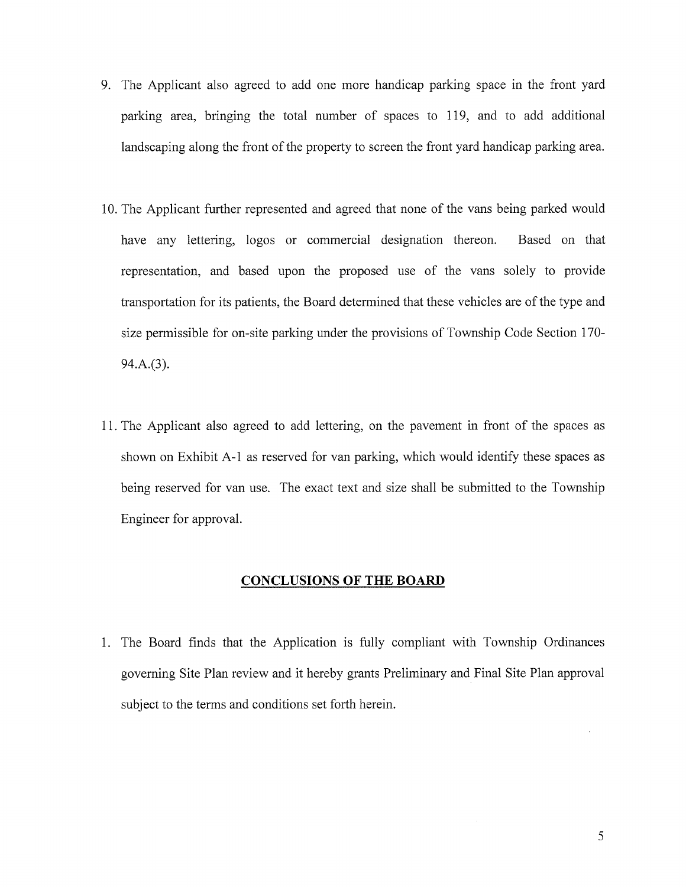9. The Applicant also agreed to add one more handicap parking space in the front yard parking area, bringing the total number of spaces to 119, and to add additional landscaping along the front of the property to screen the front yard handicap parking area.

10. The Applicant further represented and agreed that none of the vans being parked would have any lettering, logos or commercial designation thereon. Based on that representation, and based upon the proposed use of the vans solely to provide transportation for its patients, the Board determined that these vehicles are of the type and size permissible for on-site parking under the provisions of Township Code Section 170-94.A.(3).

11. The Applicant also agreed to add lettering, on the pavement in front of the spaces as shown on Exhibit A-1 as reserved for van parking, which would identify these spaces as being reserved for van use. The exact text and size shall be submitted to the Township Engineer for approval.

## CONCLUSIONS OF THE BOARD

1. The Board finds that the Application is fully compliant with Township Ordinances governing Site Plan review and it hereby grants Preliminary and Final Site Plan approval subject to the terms and conditions set forth herein.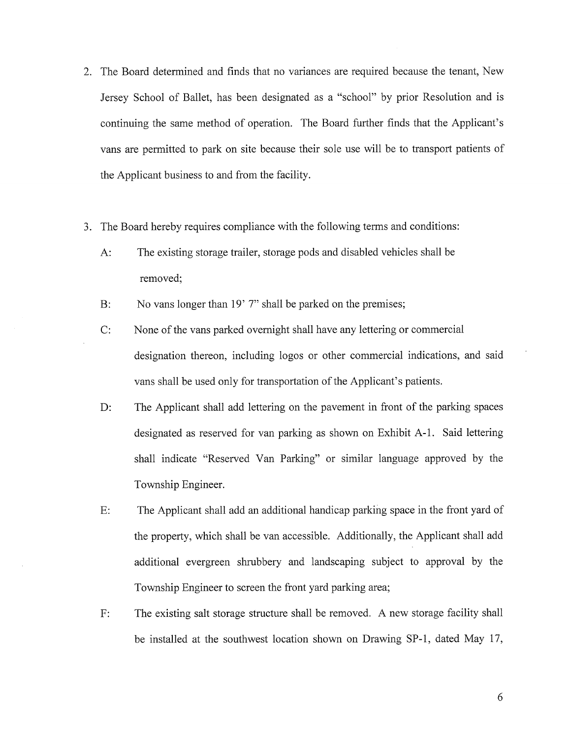2. The Board determined and finds that no variances are required because the tenant, New Jersey School of Ballet, has been designated as a "school" by prior Resolution and is continuing the same method of operation. The Board further finds that the Applicant's vans are permitted to park on site because their sole use will be to transport patients of the Applicant business to and from the facility.

3. The Board hereby requires compliance with the following terms and conditions:

   A: The existing storage trailer, storage pods and disabled vehicles shall be removed;

   B: No vans longer than 19' 7" shall be parked on the premises;

   C: None of the vans parked overnight shall have any lettering or commercial designation thereon, including logos or other commercial indications, and said vans shall be used only for transportation of the Applicant's patients.

   D: The Applicant shall add lettering on the pavement in front of the parking spaces designated as reserved for van parking as shown on Exhibit A-1. Said lettering shall indicate "Reserved Van Parking" or similar language approved by the Township Engineer.

   E: The Applicant shall add an additional handicap parking space in the front yard of the property, which shall be van accessible. Additionally, the Applicant shall add additional evergreen shrubbery and landscaping subject to approval by the Township Engineer to screen the front yard parking area;

   F: The existing salt storage structure shall be removed. A new storage facility shall be installed at the southwest location shown on Drawing SP-1, dated May 17,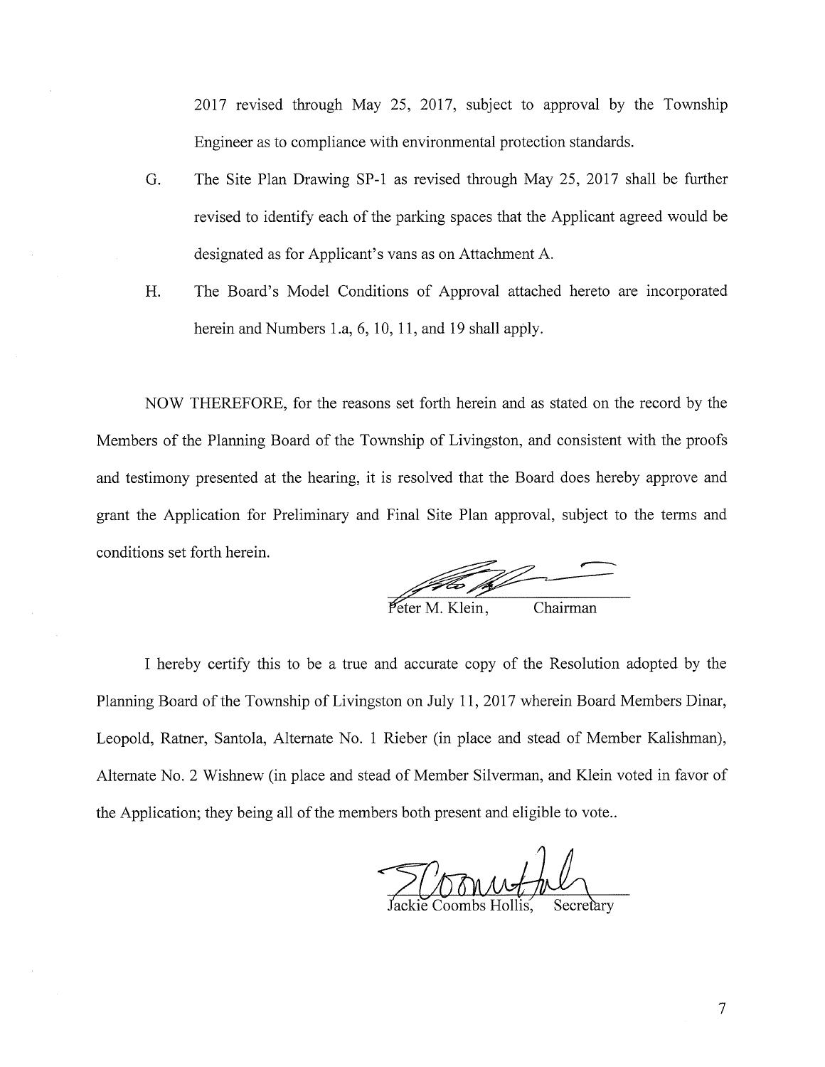2017 revised through May 25, 2017, subject to approval by the Township Engineer as to compliance with environmental protection standards.

G. The Site Plan Drawing SP-1 as revised through May 25, 2017 shall be further revised to identify each of the parking spaces that the Applicant agreed would be designated as for Applicant's vans as on Attachment A.

H. The Board's Model Conditions of Approval attached hereto are incorporated herein and Numbers 1.a, 6, 10, 11, and 19 shall apply.

NOW THEREFORE, for the reasons set forth herein and as stated on the record by the Members of the Planning Board of the Township of Livingston, and consistent with the proofs and testimony presented at the hearing, it is resolved that the Board does hereby approve and grant the Application for Preliminary and Final Site Plan approval, subject to the terms and conditions set forth herein.

Peter M. Klein, Chairman

I hereby certify this to be a true and accurate copy of the Resolution adopted by the Planning Board of the Township of Livingston on July 11, 2017 wherein Board Members Dinar, Leopold, Ratner, Santola, Alternate No. 1 Rieber (in place and stead of Member Kalishman), Alternate No. 2 Wishnew (in place and stead of Member Silverman, and Klein voted in favor of the Application; they being all of the members both present and eligible to vote..

Jackie Coombs Hollis, Secretary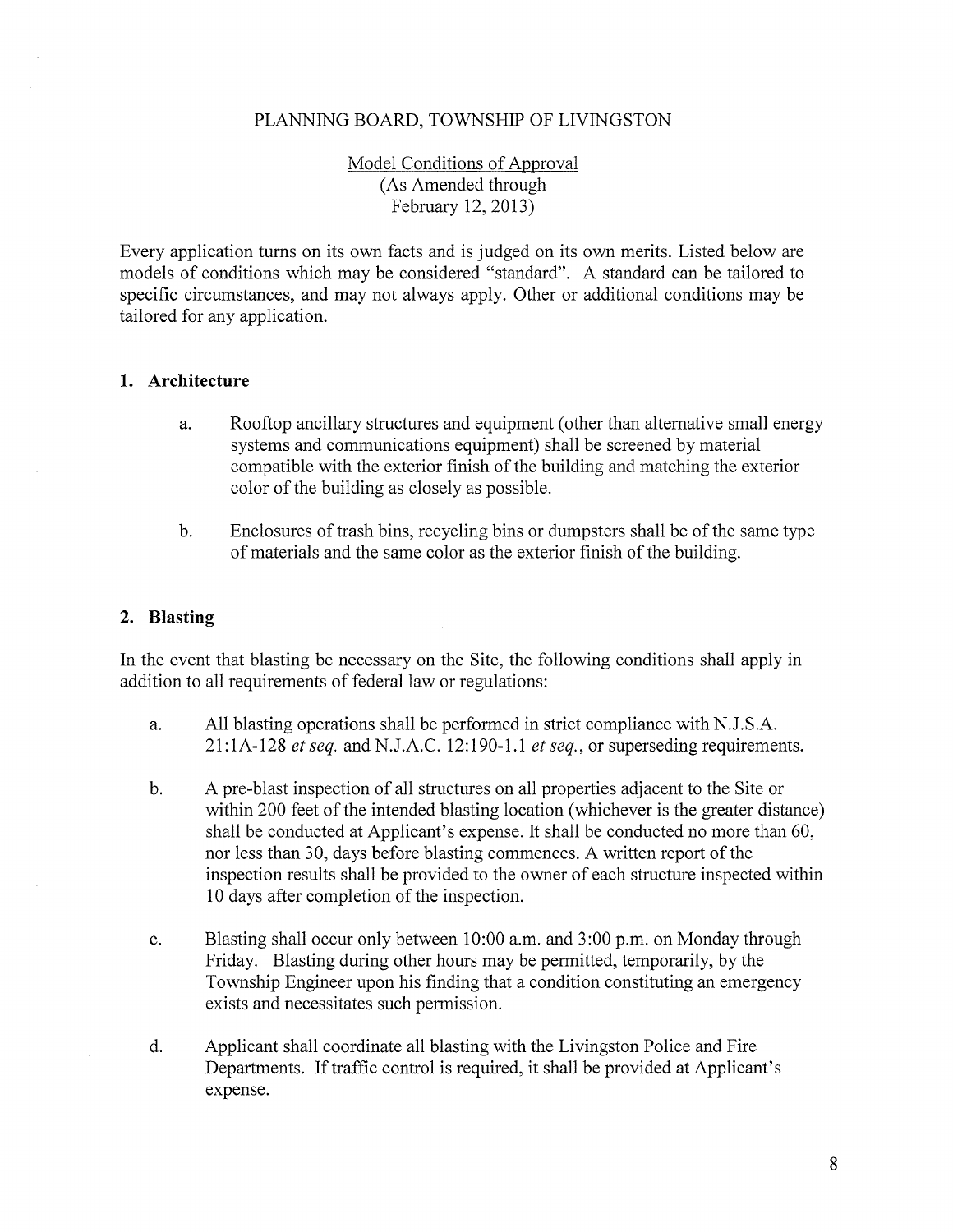PLANNING BOARD, TOWNSHIP OF LIVINGSTON

Model Conditions of Approval
(As Amended through
February 12, 2013)

Every application turns on its own facts and is judged on its own merits. Listed below are models of conditions which may be considered "standard". A standard can be tailored to specific circumstances, and may not always apply. Other or additional conditions may be tailored for any application.

## 1. Architecture

a. Rooftop ancillary structures and equipment (other than alternative small energy systems and communications equipment) shall be screened by material compatible with the exterior finish of the building and matching the exterior color of the building as closely as possible.

b. Enclosures of trash bins, recycling bins or dumpsters shall be of the same type of materials and the same color as the exterior finish of the building.

## 2. Blasting

In the event that blasting be necessary on the Site, the following conditions shall apply in addition to all requirements of federal law or regulations:

a. All blasting operations shall be performed in strict compliance with N.J.S.A. 21:1A-128 *et seq.* and N.J.A.C. 12:190-1.1 *et seq.*, or superseding requirements.

b. A pre-blast inspection of all structures on all properties adjacent to the Site or within 200 feet of the intended blasting location (whichever is the greater distance) shall be conducted at Applicant's expense. It shall be conducted no more than 60, nor less than 30, days before blasting commences. A written report of the inspection results shall be provided to the owner of each structure inspected within 10 days after completion of the inspection.

c. Blasting shall occur only between 10:00 a.m. and 3:00 p.m. on Monday through Friday. Blasting during other hours may be permitted, temporarily, by the Township Engineer upon his finding that a condition constituting an emergency exists and necessitates such permission.

d. Applicant shall coordinate all blasting with the Livingston Police and Fire Departments. If traffic control is required, it shall be provided at Applicant's expense.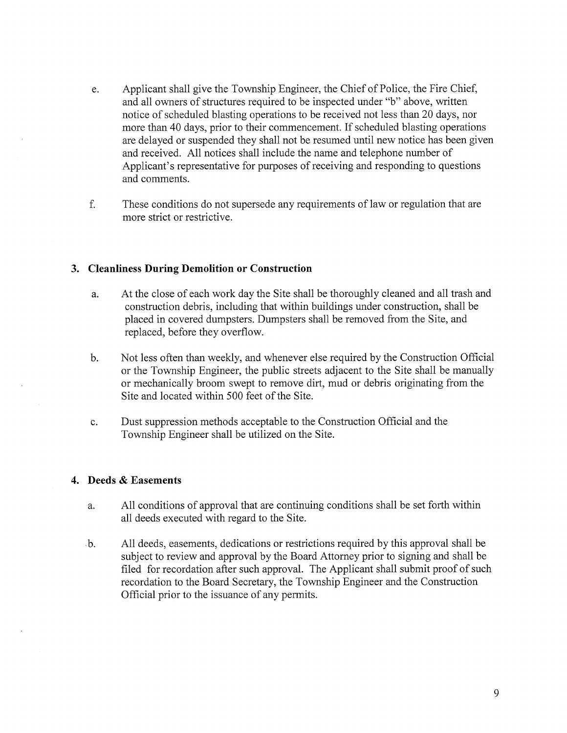e. Applicant shall give the Township Engineer, the Chief of Police, the Fire Chief, and all owners of structures required to be inspected under "b" above, written notice of scheduled blasting operations to be received not less than 20 days, nor more than 40 days, prior to their commencement. If scheduled blasting operations are delayed or suspended they shall not be resumed until new notice has been given and received. All notices shall include the name and telephone number of Applicant's representative for purposes of receiving and responding to questions and comments.

f. These conditions do not supersede any requirements of law or regulation that are more strict or restrictive.

### 3. Cleanliness During Demolition or Construction

a. At the close of each work day the Site shall be thoroughly cleaned and all trash and construction debris, including that within buildings under construction, shall be placed in covered dumpsters. Dumpsters shall be removed from the Site, and replaced, before they overflow.

b. Not less often than weekly, and whenever else required by the Construction Official or the Township Engineer, the public streets adjacent to the Site shall be manually or mechanically broom swept to remove dirt, mud or debris originating from the Site and located within 500 feet of the Site.

c. Dust suppression methods acceptable to the Construction Official and the Township Engineer shall be utilized on the Site.

### 4. Deeds & Easements

a. All conditions of approval that are continuing conditions shall be set forth within all deeds executed with regard to the Site.

b. All deeds, easements, dedications or restrictions required by this approval shall be subject to review and approval by the Board Attorney prior to signing and shall be filed for recordation after such approval. The Applicant shall submit proof of such recordation to the Board Secretary, the Township Engineer and the Construction Official prior to the issuance of any permits.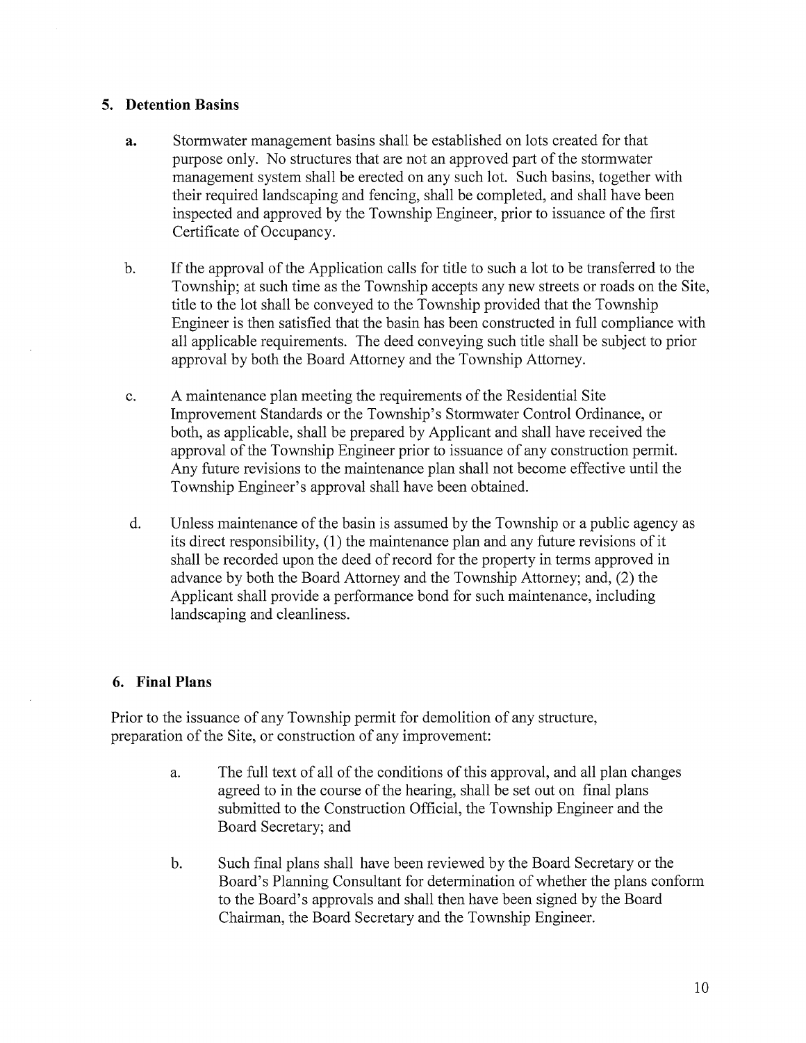## 5. Detention Basins

**a.** Stormwater management basins shall be established on lots created for that purpose only. No structures that are not an approved part of the stormwater management system shall be erected on any such lot. Such basins, together with their required landscaping and fencing, shall be completed, and shall have been inspected and approved by the Township Engineer, prior to issuance of the first Certificate of Occupancy.

b. If the approval of the Application calls for title to such a lot to be transferred to the Township; at such time as the Township accepts any new streets or roads on the Site, title to the lot shall be conveyed to the Township provided that the Township Engineer is then satisfied that the basin has been constructed in full compliance with all applicable requirements. The deed conveying such title shall be subject to prior approval by both the Board Attorney and the Township Attorney.

c. A maintenance plan meeting the requirements of the Residential Site Improvement Standards or the Township's Stormwater Control Ordinance, or both, as applicable, shall be prepared by Applicant and shall have received the approval of the Township Engineer prior to issuance of any construction permit. Any future revisions to the maintenance plan shall not become effective until the Township Engineer's approval shall have been obtained.

d. Unless maintenance of the basin is assumed by the Township or a public agency as its direct responsibility, (1) the maintenance plan and any future revisions of it shall be recorded upon the deed of record for the property in terms approved in advance by both the Board Attorney and the Township Attorney; and, (2) the Applicant shall provide a performance bond for such maintenance, including landscaping and cleanliness.

## 6. Final Plans

Prior to the issuance of any Township permit for demolition of any structure, preparation of the Site, or construction of any improvement:

a. The full text of all of the conditions of this approval, and all plan changes agreed to in the course of the hearing, shall be set out on final plans submitted to the Construction Official, the Township Engineer and the Board Secretary; and

b. Such final plans shall have been reviewed by the Board Secretary or the Board's Planning Consultant for determination of whether the plans conform to the Board's approvals and shall then have been signed by the Board Chairman, the Board Secretary and the Township Engineer.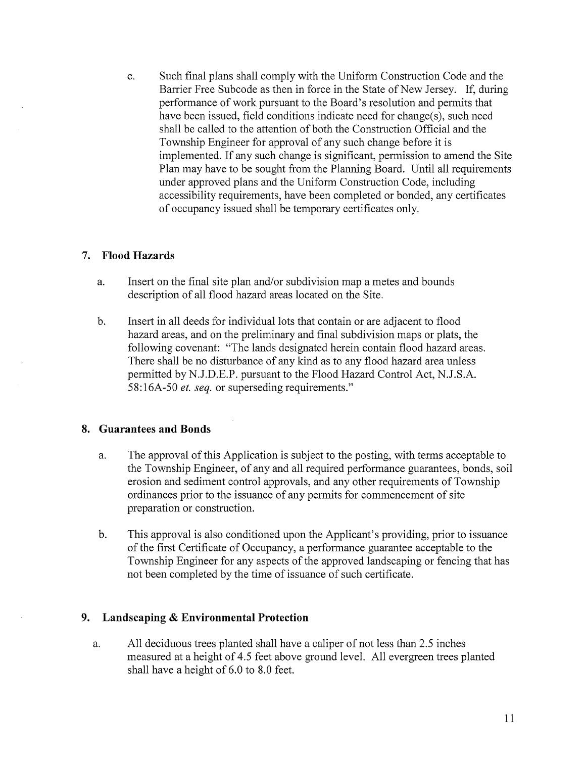c. Such final plans shall comply with the Uniform Construction Code and the Barrier Free Subcode as then in force in the State of New Jersey. If, during performance of work pursuant to the Board's resolution and permits that have been issued, field conditions indicate need for change(s), such need shall be called to the attention of both the Construction Official and the Township Engineer for approval of any such change before it is implemented. If any such change is significant, permission to amend the Site Plan may have to be sought from the Planning Board. Until all requirements under approved plans and the Uniform Construction Code, including accessibility requirements, have been completed or bonded, any certificates of occupancy issued shall be temporary certificates only.

### 7. Flood Hazards

a. Insert on the final site plan and/or subdivision map a metes and bounds description of all flood hazard areas located on the Site.

b. Insert in all deeds for individual lots that contain or are adjacent to flood hazard areas, and on the preliminary and final subdivision maps or plats, the following covenant: "The lands designated herein contain flood hazard areas. There shall be no disturbance of any kind as to any flood hazard area unless permitted by N.J.D.E.P. pursuant to the Flood Hazard Control Act, N.J.S.A. 58:16A-50 *et. seq.* or superseding requirements."

### 8. Guarantees and Bonds

a. The approval of this Application is subject to the posting, with terms acceptable to the Township Engineer, of any and all required performance guarantees, bonds, soil erosion and sediment control approvals, and any other requirements of Township ordinances prior to the issuance of any permits for commencement of site preparation or construction.

b. This approval is also conditioned upon the Applicant's providing, prior to issuance of the first Certificate of Occupancy, a performance guarantee acceptable to the Township Engineer for any aspects of the approved landscaping or fencing that has not been completed by the time of issuance of such certificate.

### 9. Landscaping & Environmental Protection

a. All deciduous trees planted shall have a caliper of not less than 2.5 inches measured at a height of 4.5 feet above ground level. All evergreen trees planted shall have a height of 6.0 to 8.0 feet.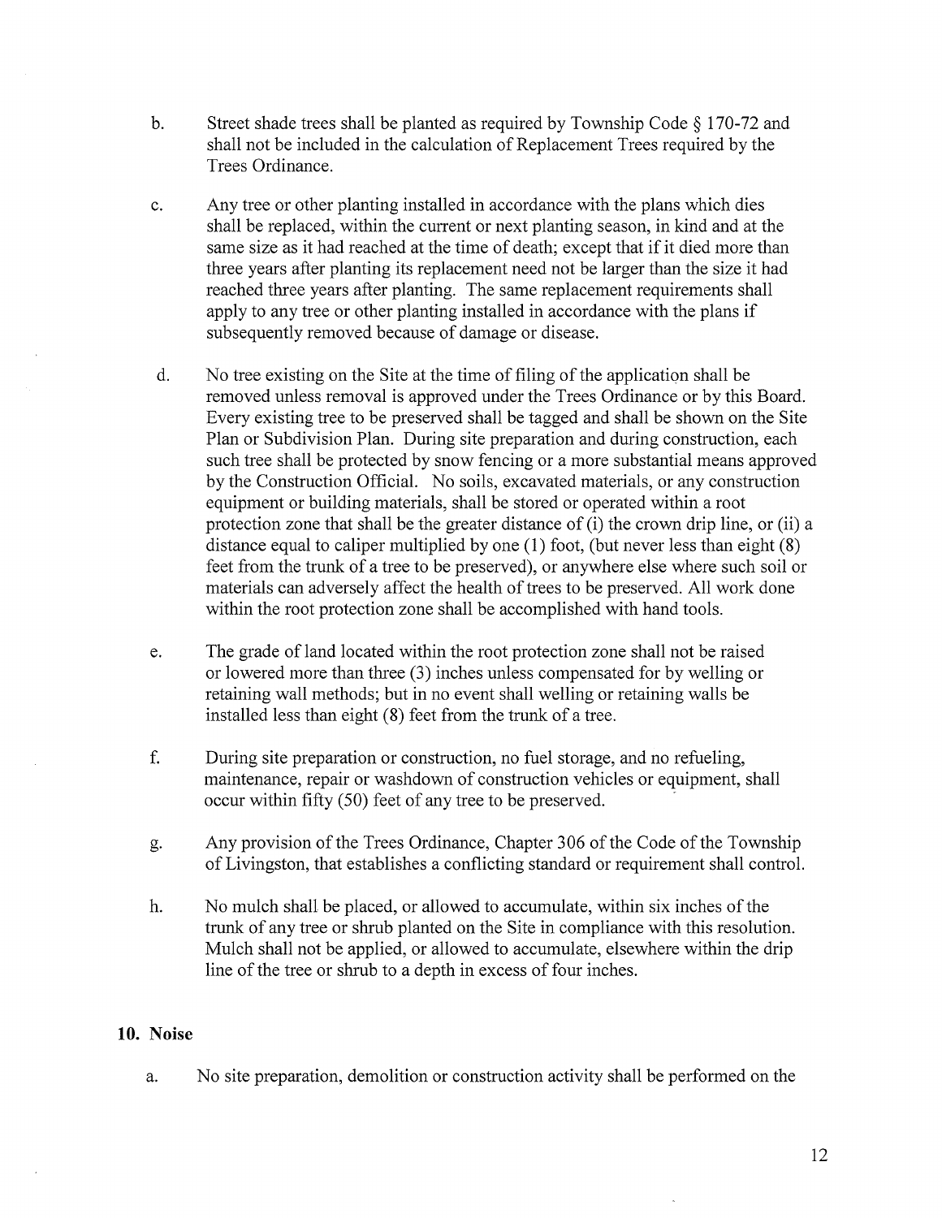b. Street shade trees shall be planted as required by Township Code § 170-72 and shall not be included in the calculation of Replacement Trees required by the Trees Ordinance.

c. Any tree or other planting installed in accordance with the plans which dies shall be replaced, within the current or next planting season, in kind and at the same size as it had reached at the time of death; except that if it died more than three years after planting its replacement need not be larger than the size it had reached three years after planting. The same replacement requirements shall apply to any tree or other planting installed in accordance with the plans if subsequently removed because of damage or disease.

d. No tree existing on the Site at the time of filing of the application shall be removed unless removal is approved under the Trees Ordinance or by this Board. Every existing tree to be preserved shall be tagged and shall be shown on the Site Plan or Subdivision Plan. During site preparation and during construction, each such tree shall be protected by snow fencing or a more substantial means approved by the Construction Official. No soils, excavated materials, or any construction equipment or building materials, shall be stored or operated within a root protection zone that shall be the greater distance of (i) the crown drip line, or (ii) a distance equal to caliper multiplied by one (1) foot, (but never less than eight (8) feet from the trunk of a tree to be preserved), or anywhere else where such soil or materials can adversely affect the health of trees to be preserved. All work done within the root protection zone shall be accomplished with hand tools.

e. The grade of land located within the root protection zone shall not be raised or lowered more than three (3) inches unless compensated for by welling or retaining wall methods; but in no event shall welling or retaining walls be installed less than eight (8) feet from the trunk of a tree.

f. During site preparation or construction, no fuel storage, and no refueling, maintenance, repair or washdown of construction vehicles or equipment, shall occur within fifty (50) feet of any tree to be preserved.

g. Any provision of the Trees Ordinance, Chapter 306 of the Code of the Township of Livingston, that establishes a conflicting standard or requirement shall control.

h. No mulch shall be placed, or allowed to accumulate, within six inches of the trunk of any tree or shrub planted on the Site in compliance with this resolution. Mulch shall not be applied, or allowed to accumulate, elsewhere within the drip line of the tree or shrub to a depth in excess of four inches.

**10. Noise**

a. No site preparation, demolition or construction activity shall be performed on the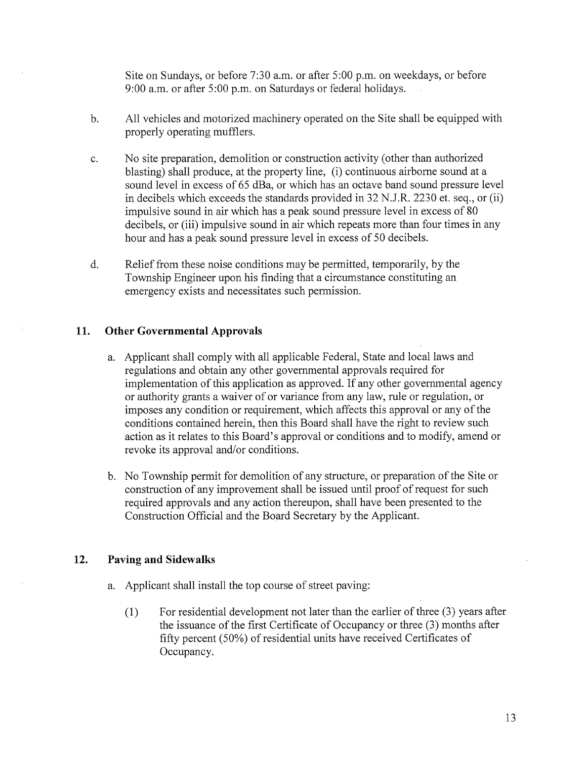Site on Sundays, or before 7:30 a.m. or after 5:00 p.m. on weekdays, or before 9:00 a.m. or after 5:00 p.m. on Saturdays or federal holidays.

b. All vehicles and motorized machinery operated on the Site shall be equipped with properly operating mufflers.

c. No site preparation, demolition or construction activity (other than authorized blasting) shall produce, at the property line, (i) continuous airborne sound at a sound level in excess of 65 dBa, or which has an octave band sound pressure level in decibels which exceeds the standards provided in 32 N.J.R. 2230 et. seq., or (ii) impulsive sound in air which has a peak sound pressure level in excess of 80 decibels, or (iii) impulsive sound in air which repeats more than four times in any hour and has a peak sound pressure level in excess of 50 decibels.

d. Relief from these noise conditions may be permitted, temporarily, by the Township Engineer upon his finding that a circumstance constituting an emergency exists and necessitates such permission.

## 11. Other Governmental Approvals

a. Applicant shall comply with all applicable Federal, State and local laws and regulations and obtain any other governmental approvals required for implementation of this application as approved. If any other governmental agency or authority grants a waiver of or variance from any law, rule or regulation, or imposes any condition or requirement, which affects this approval or any of the conditions contained herein, then this Board shall have the right to review such action as it relates to this Board's approval or conditions and to modify, amend or revoke its approval and/or conditions.

b. No Township permit for demolition of any structure, or preparation of the Site or construction of any improvement shall be issued until proof of request for such required approvals and any action thereupon, shall have been presented to the Construction Official and the Board Secretary by the Applicant.

## 12. Paving and Sidewalks

a. Applicant shall install the top course of street paving:

(1) For residential development not later than the earlier of three (3) years after the issuance of the first Certificate of Occupancy or three (3) months after fifty percent (50%) of residential units have received Certificates of Occupancy.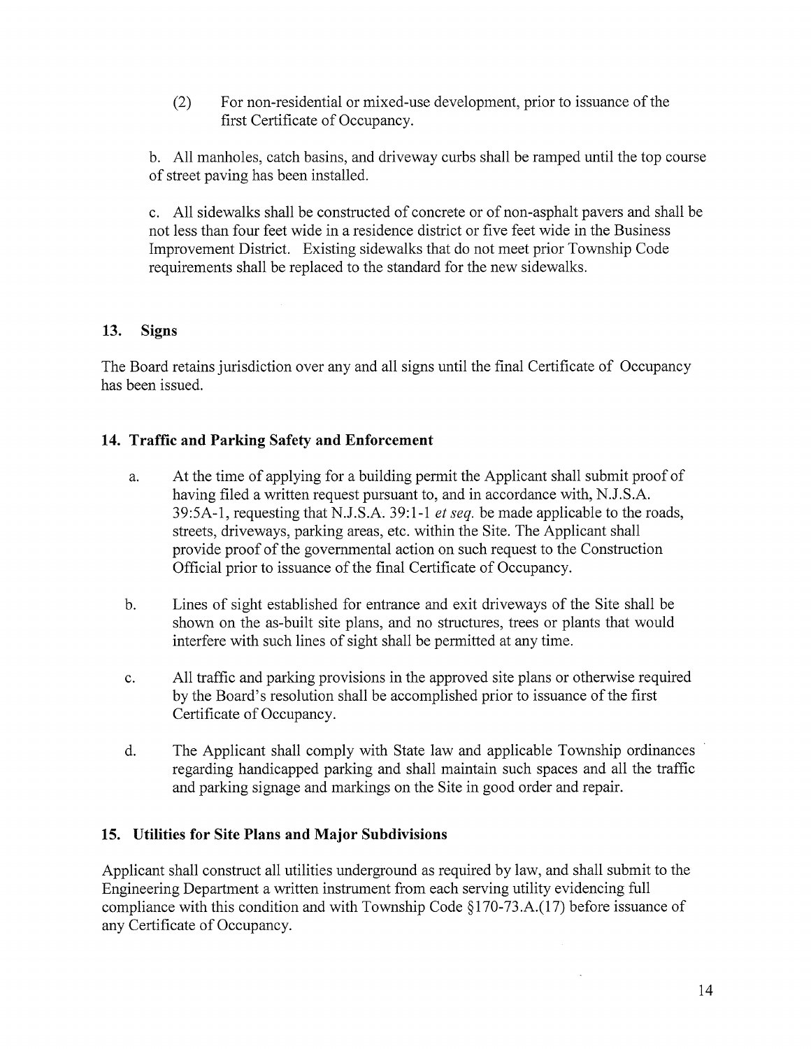(2) For non-residential or mixed-use development, prior to issuance of the first Certificate of Occupancy.

b. All manholes, catch basins, and driveway curbs shall be ramped until the top course of street paving has been installed.

c. All sidewalks shall be constructed of concrete or of non-asphalt pavers and shall be not less than four feet wide in a residence district or five feet wide in the Business Improvement District. Existing sidewalks that do not meet prior Township Code requirements shall be replaced to the standard for the new sidewalks.

## 13. Signs

The Board retains jurisdiction over any and all signs until the final Certificate of Occupancy has been issued.

## 14. Traffic and Parking Safety and Enforcement

a. At the time of applying for a building permit the Applicant shall submit proof of having filed a written request pursuant to, and in accordance with, N.J.S.A. 39:5A-1, requesting that N.J.S.A. 39:1-1 *et seq.* be made applicable to the roads, streets, driveways, parking areas, etc. within the Site. The Applicant shall provide proof of the governmental action on such request to the Construction Official prior to issuance of the final Certificate of Occupancy.

b. Lines of sight established for entrance and exit driveways of the Site shall be shown on the as-built site plans, and no structures, trees or plants that would interfere with such lines of sight shall be permitted at any time.

c. All traffic and parking provisions in the approved site plans or otherwise required by the Board's resolution shall be accomplished prior to issuance of the first Certificate of Occupancy.

d. The Applicant shall comply with State law and applicable Township ordinances regarding handicapped parking and shall maintain such spaces and all the traffic and parking signage and markings on the Site in good order and repair.

## 15. Utilities for Site Plans and Major Subdivisions

Applicant shall construct all utilities underground as required by law, and shall submit to the Engineering Department a written instrument from each serving utility evidencing full compliance with this condition and with Township Code §170-73.A.(17) before issuance of any Certificate of Occupancy.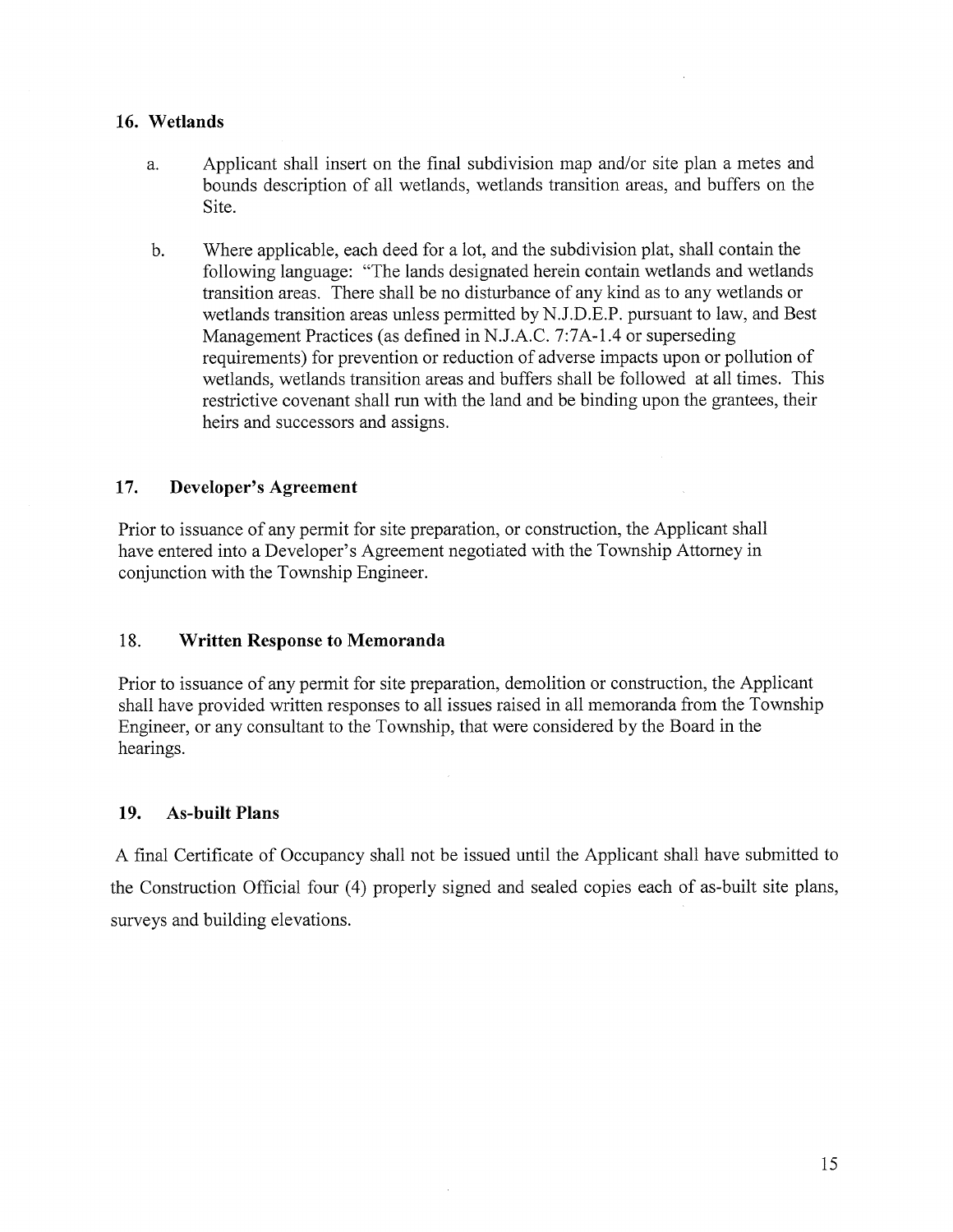## 16. Wetlands

a. Applicant shall insert on the final subdivision map and/or site plan a metes and bounds description of all wetlands, wetlands transition areas, and buffers on the Site.

b. Where applicable, each deed for a lot, and the subdivision plat, shall contain the following language: "The lands designated herein contain wetlands and wetlands transition areas. There shall be no disturbance of any kind as to any wetlands or wetlands transition areas unless permitted by N.J.D.E.P. pursuant to law, and Best Management Practices (as defined in N.J.A.C. 7:7A-1.4 or superseding requirements) for prevention or reduction of adverse impacts upon or pollution of wetlands, wetlands transition areas and buffers shall be followed at all times. This restrictive covenant shall run with the land and be binding upon the grantees, their heirs and successors and assigns.

## 17. Developer's Agreement

Prior to issuance of any permit for site preparation, or construction, the Applicant shall have entered into a Developer's Agreement negotiated with the Township Attorney in conjunction with the Township Engineer.

## 18. Written Response to Memoranda

Prior to issuance of any permit for site preparation, demolition or construction, the Applicant shall have provided written responses to all issues raised in all memoranda from the Township Engineer, or any consultant to the Township, that were considered by the Board in the hearings.

## 19. As-built Plans

A final Certificate of Occupancy shall not be issued until the Applicant shall have submitted to the Construction Official four (4) properly signed and sealed copies each of as-built site plans, surveys and building elevations.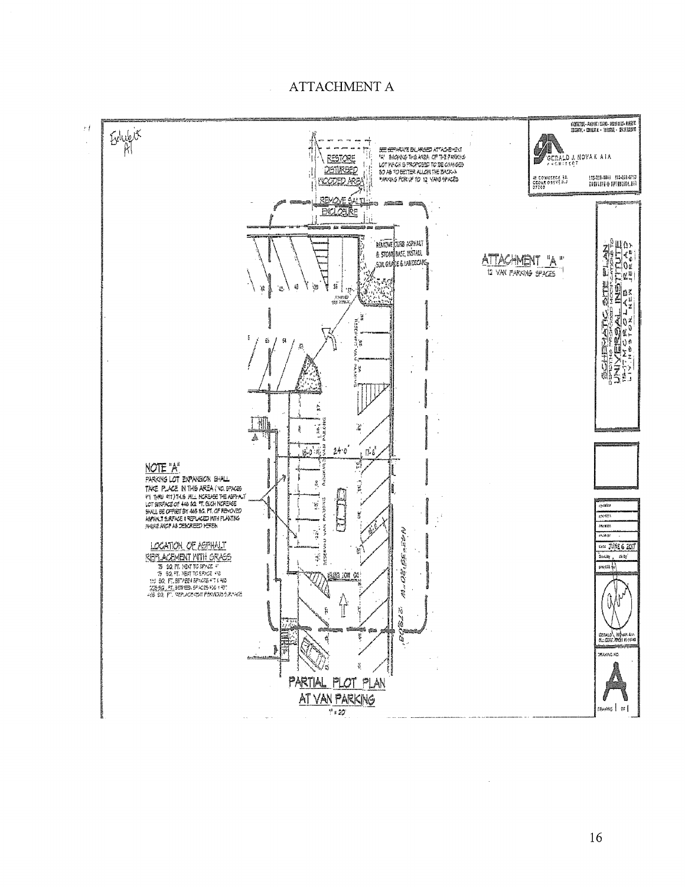# ATTACHMENT A

Exhibit A1

RESTORE DISTURBED WOODED AREA

SEE SEPARATE ENLARGED ATTACHMENT "A" SHOWING THIS AREA OF THE PARKING LOT WHICH IS PROPOSED TO BE CHANGED SO AS TO BETTER ALLOW THE BACK-IN PARKING FOR UP TO 12 VANS SPACES

REMOVE SALT ENCLOSURE

REMOVE CURB ASPHALT & STONE BASE, INSTALL SOIL GRADE & LANDSCAPE

ATTACHMENT "A"
12 VAN PARKING SPACES

GERALD J. NOVAK AIA
ARCHITECT

SCHEMATIC SITE PLAN
UNIVERSAL INSTITUTE
15-17 MICROLAB ROAD
LIVINGSTON, NEW JERSEY

NOTE "A"
PARKING LOT EXPANSION SHALL TAKE PLACE IN THIS AREA (NO. SPACES #1 THRU #11) THIS WILL INCREASE THE ASPHALT LOT SURFACE OF 448 SQ. FT. SUCH INCREASE SHALL BE OFFSET BY 448 SQ. FT. OF REMOVED ASPHALT SURFACE & REPLACED WITH PLANTING WHERE AND AS DESCRIBED HEREIN

LOCATION OF ASPHALT REPLACEMENT WITH GRASS
75 SQ. FT. NEXT TO SPACE #
75 SQ. FT. NEXT TO SPACE #12
110 SQ. FT. BETWEEN SPACES # 1 & #30
205 SQ. FT. BETWEEN SPACES #36 & #37
448 SQ. FT. REPLACEMENT PERVIOUS SURFACE

RESERVED VAN PARKING

24'-0"

DATE JUNE 6 2017

PARTIAL PLOT PLAN
AT VAN PARKING
1" = 20'

DRAWING NO.
A